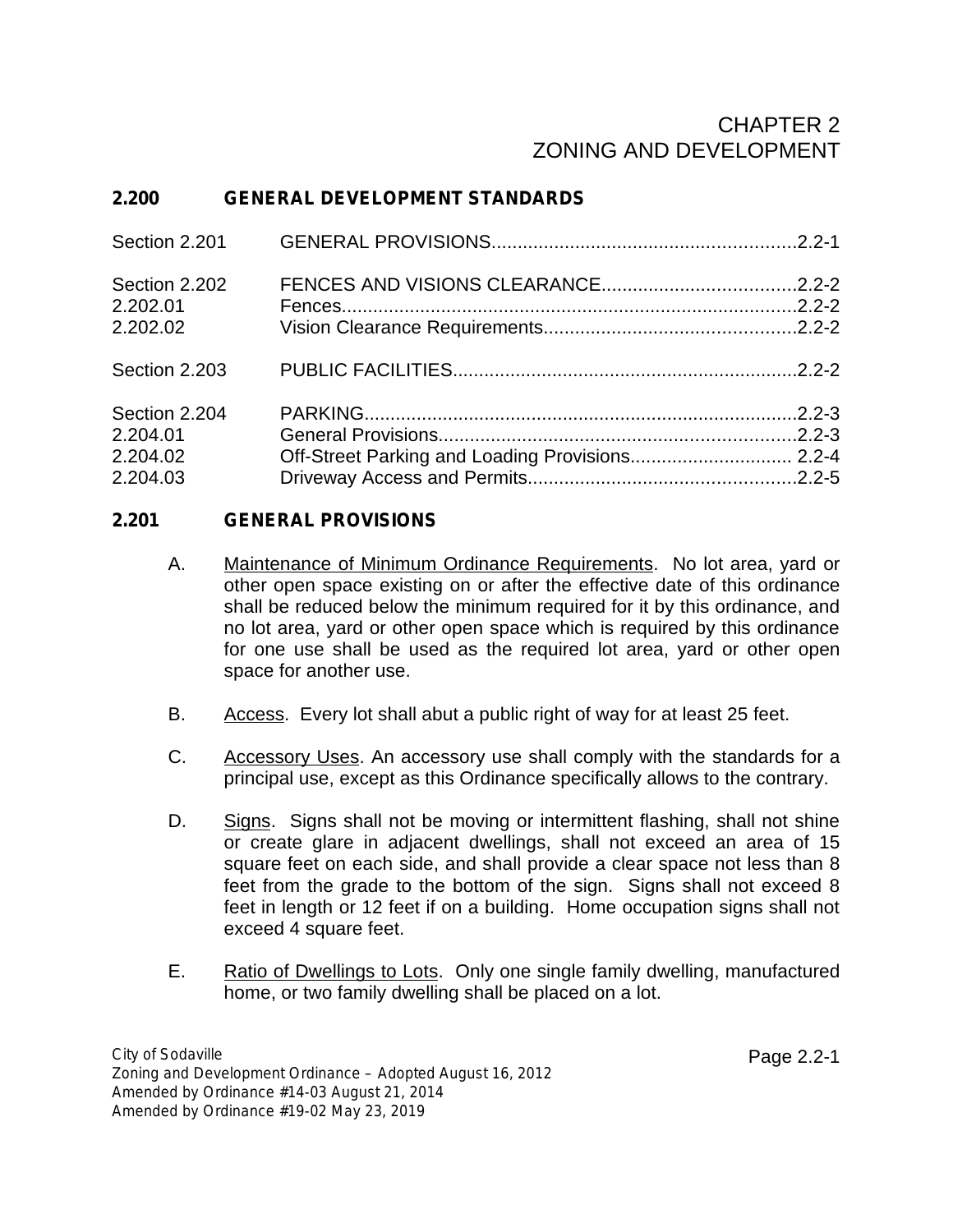# CHAPTER 2
# ZONING AND DEVELOPMENT

## 2.200 GENERAL DEVELOPMENT STANDARDS

| | | |
|---|---|---|
| Section 2.201 | GENERAL PROVISIONS | 2.2-1 |
| Section 2.202 | FENCES AND VISIONS CLEARANCE | 2.2-2 |
| 2.202.01 | Fences | 2.2-2 |
| 2.202.02 | Vision Clearance Requirements | 2.2-2 |
| Section 2.203 | PUBLIC FACILITIES | 2.2-2 |
| Section 2.204 | PARKING | 2.2-3 |
| 2.204.01 | General Provisions | 2.2-3 |
| 2.204.02 | Off-Street Parking and Loading Provisions | 2.2-4 |
| 2.204.03 | Driveway Access and Permits | 2.2-5 |

## 2.201 GENERAL PROVISIONS

A. Maintenance of Minimum Ordinance Requirements. No lot area, yard or other open space existing on or after the effective date of this ordinance shall be reduced below the minimum required for it by this ordinance, and no lot area, yard or other open space which is required by this ordinance for one use shall be used as the required lot area, yard or other open space for another use.

B. Access. Every lot shall abut a public right of way for at least 25 feet.

C. Accessory Uses. An accessory use shall comply with the standards for a principal use, except as this Ordinance specifically allows to the contrary.

D. Signs. Signs shall not be moving or intermittent flashing, shall not shine or create glare in adjacent dwellings, shall not exceed an area of 15 square feet on each side, and shall provide a clear space not less than 8 feet from the grade to the bottom of the sign. Signs shall not exceed 8 feet in length or 12 feet if on a building. Home occupation signs shall not exceed 4 square feet.

E. Ratio of Dwellings to Lots. Only one single family dwelling, manufactured home, or two family dwelling shall be placed on a lot.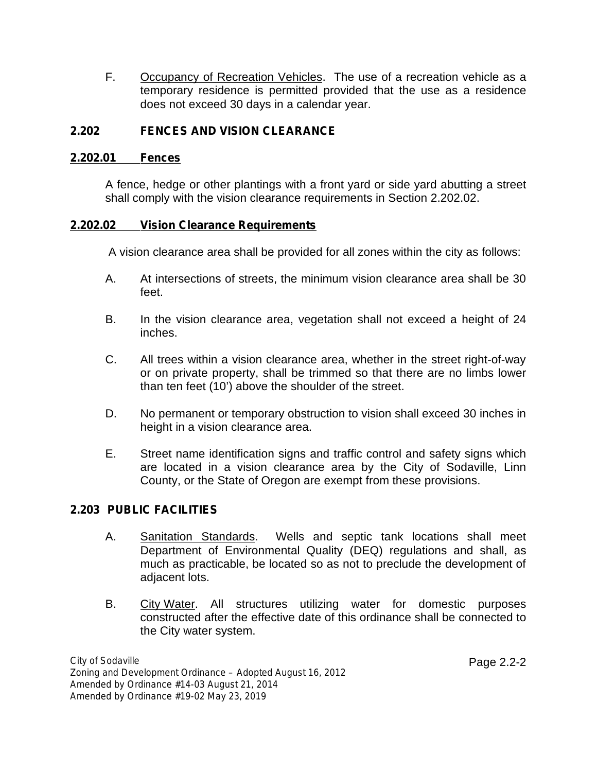F. Occupancy of Recreation Vehicles. The use of a recreation vehicle as a temporary residence is permitted provided that the use as a residence does not exceed 30 days in a calendar year.

## 2.202 FENCES AND VISION CLEARANCE

### 2.202.01 Fences

A fence, hedge or other plantings with a front yard or side yard abutting a street shall comply with the vision clearance requirements in Section 2.202.02.

### 2.202.02 Vision Clearance Requirements

A vision clearance area shall be provided for all zones within the city as follows:

A. At intersections of streets, the minimum vision clearance area shall be 30 feet.

B. In the vision clearance area, vegetation shall not exceed a height of 24 inches.

C. All trees within a vision clearance area, whether in the street right-of-way or on private property, shall be trimmed so that there are no limbs lower than ten feet (10') above the shoulder of the street.

D. No permanent or temporary obstruction to vision shall exceed 30 inches in height in a vision clearance area.

E. Street name identification signs and traffic control and safety signs which are located in a vision clearance area by the City of Sodaville, Linn County, or the State of Oregon are exempt from these provisions.

## 2.203 PUBLIC FACILITIES

A. Sanitation Standards. Wells and septic tank locations shall meet Department of Environmental Quality (DEQ) regulations and shall, as much as practicable, be located so as not to preclude the development of adjacent lots.

B. City Water. All structures utilizing water for domestic purposes constructed after the effective date of this ordinance shall be connected to the City water system.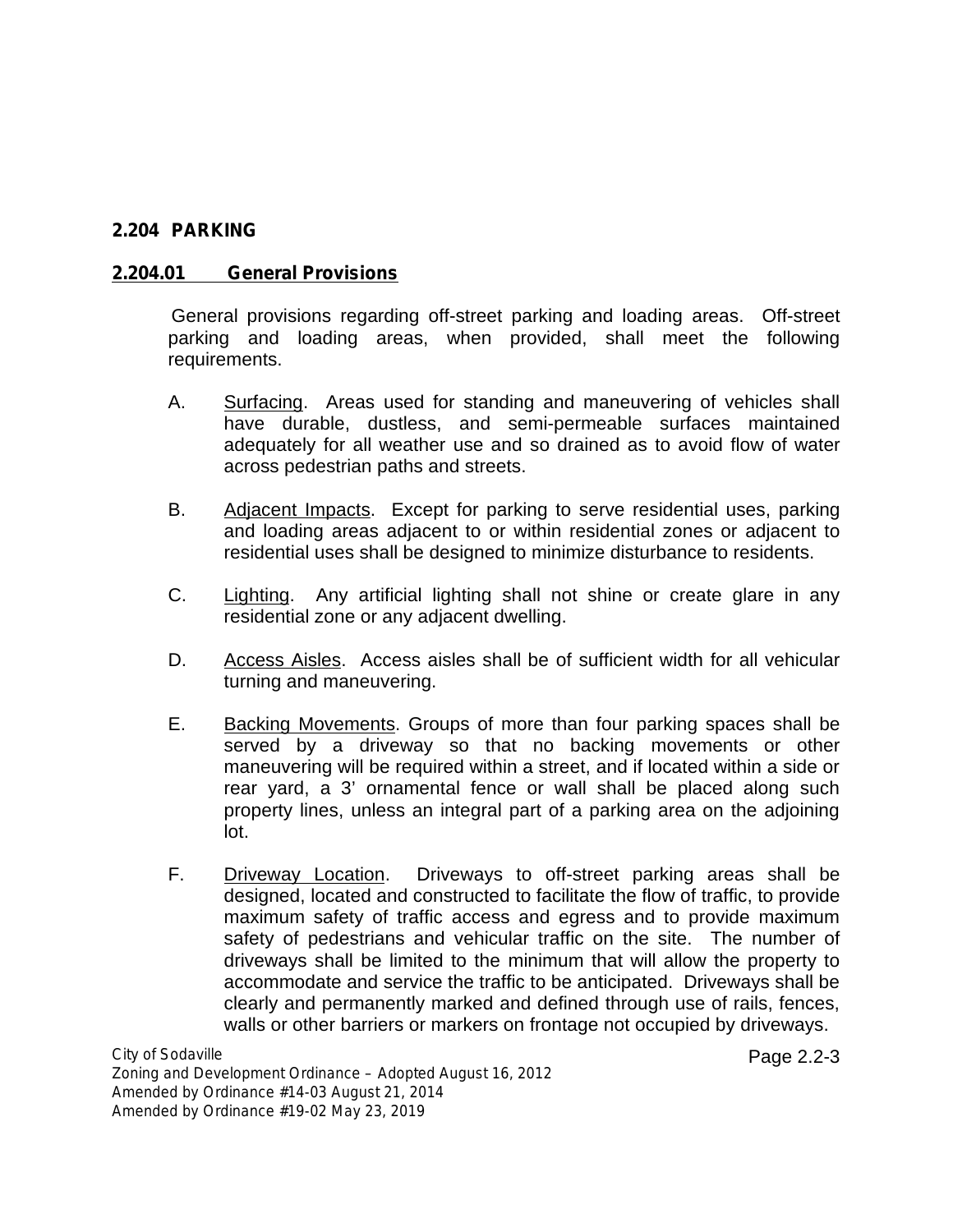## 2.204 PARKING

### 2.204.01 General Provisions

General provisions regarding off-street parking and loading areas. Off-street parking and loading areas, when provided, shall meet the following requirements.

A. Surfacing. Areas used for standing and maneuvering of vehicles shall have durable, dustless, and semi-permeable surfaces maintained adequately for all weather use and so drained as to avoid flow of water across pedestrian paths and streets.

B. Adjacent Impacts. Except for parking to serve residential uses, parking and loading areas adjacent to or within residential zones or adjacent to residential uses shall be designed to minimize disturbance to residents.

C. Lighting. Any artificial lighting shall not shine or create glare in any residential zone or any adjacent dwelling.

D. Access Aisles. Access aisles shall be of sufficient width for all vehicular turning and maneuvering.

E. Backing Movements. Groups of more than four parking spaces shall be served by a driveway so that no backing movements or other maneuvering will be required within a street, and if located within a side or rear yard, a 3' ornamental fence or wall shall be placed along such property lines, unless an integral part of a parking area on the adjoining lot.

F. Driveway Location. Driveways to off-street parking areas shall be designed, located and constructed to facilitate the flow of traffic, to provide maximum safety of traffic access and egress and to provide maximum safety of pedestrians and vehicular traffic on the site. The number of driveways shall be limited to the minimum that will allow the property to accommodate and service the traffic to be anticipated. Driveways shall be clearly and permanently marked and defined through use of rails, fences, walls or other barriers or markers on frontage not occupied by driveways.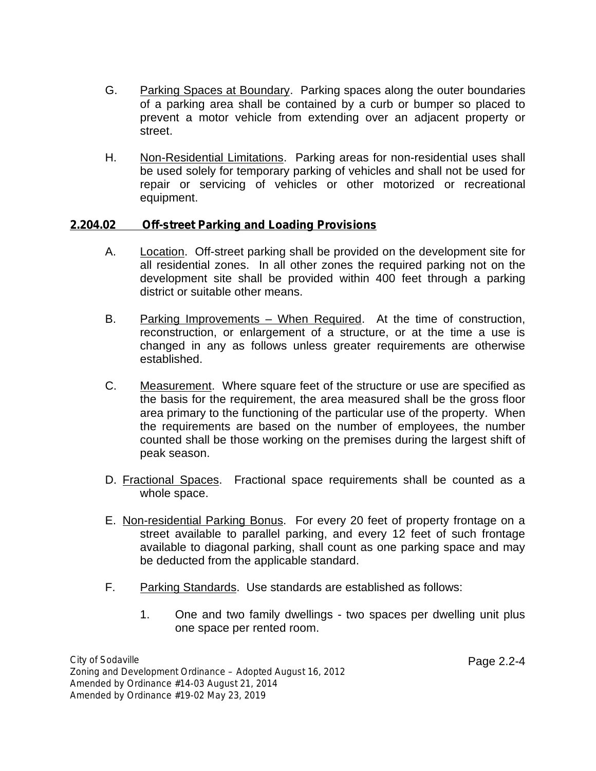G. <u>Parking Spaces at Boundary</u>. Parking spaces along the outer boundaries of a parking area shall be contained by a curb or bumper so placed to prevent a motor vehicle from extending over an adjacent property or street.

H. <u>Non-Residential Limitations</u>. Parking areas for non-residential uses shall be used solely for temporary parking of vehicles and shall not be used for repair or servicing of vehicles or other motorized or recreational equipment.

### 2.204.02 Off-street Parking and Loading Provisions

A. <u>Location</u>. Off-street parking shall be provided on the development site for all residential zones. In all other zones the required parking not on the development site shall be provided within 400 feet through a parking district or suitable other means.

B. <u>Parking Improvements – When Required</u>. At the time of construction, reconstruction, or enlargement of a structure, or at the time a use is changed in any as follows unless greater requirements are otherwise established.

C. <u>Measurement</u>. Where square feet of the structure or use are specified as the basis for the requirement, the area measured shall be the gross floor area primary to the functioning of the particular use of the property. When the requirements are based on the number of employees, the number counted shall be those working on the premises during the largest shift of peak season.

D. <u>Fractional Spaces</u>. Fractional space requirements shall be counted as a whole space.

E. <u>Non-residential Parking Bonus</u>. For every 20 feet of property frontage on a street available to parallel parking, and every 12 feet of such frontage available to diagonal parking, shall count as one parking space and may be deducted from the applicable standard.

F. <u>Parking Standards</u>. Use standards are established as follows:

1. One and two family dwellings - two spaces per dwelling unit plus one space per rented room.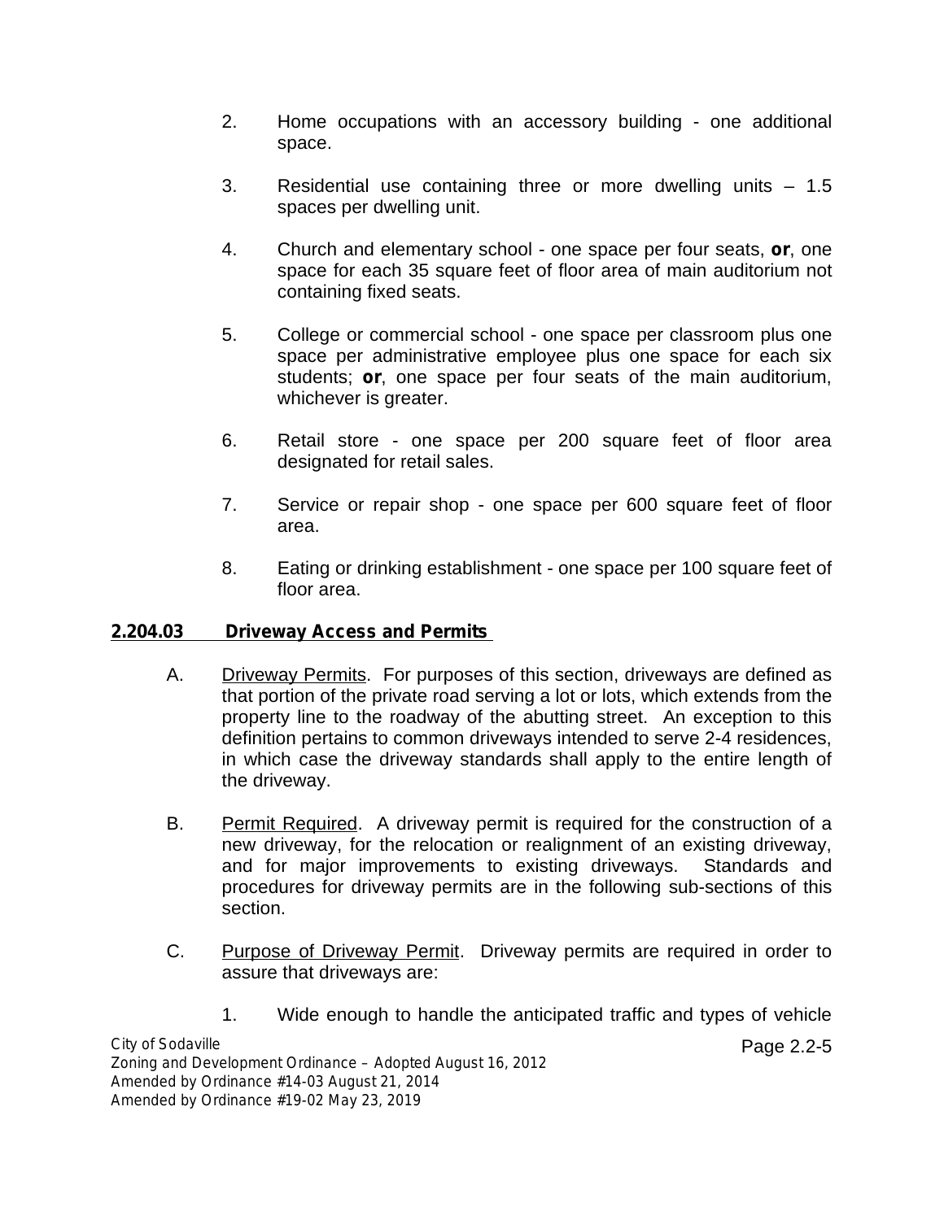2. Home occupations with an accessory building - one additional space.

3. Residential use containing three or more dwelling units – 1.5 spaces per dwelling unit.

4. Church and elementary school - one space per four seats, **or**, one space for each 35 square feet of floor area of main auditorium not containing fixed seats.

5. College or commercial school - one space per classroom plus one space per administrative employee plus one space for each six students; **or**, one space per four seats of the main auditorium, whichever is greater.

6. Retail store - one space per 200 square feet of floor area designated for retail sales.

7. Service or repair shop - one space per 600 square feet of floor area.

8. Eating or drinking establishment - one space per 100 square feet of floor area.

### 2.204.03 Driveway Access and Permits

A. Driveway Permits. For purposes of this section, driveways are defined as that portion of the private road serving a lot or lots, which extends from the property line to the roadway of the abutting street. An exception to this definition pertains to common driveways intended to serve 2-4 residences, in which case the driveway standards shall apply to the entire length of the driveway.

B. Permit Required. A driveway permit is required for the construction of a new driveway, for the relocation or realignment of an existing driveway, and for major improvements to existing driveways. Standards and procedures for driveway permits are in the following sub-sections of this section.

C. Purpose of Driveway Permit. Driveway permits are required in order to assure that driveways are:

1. Wide enough to handle the anticipated traffic and types of vehicle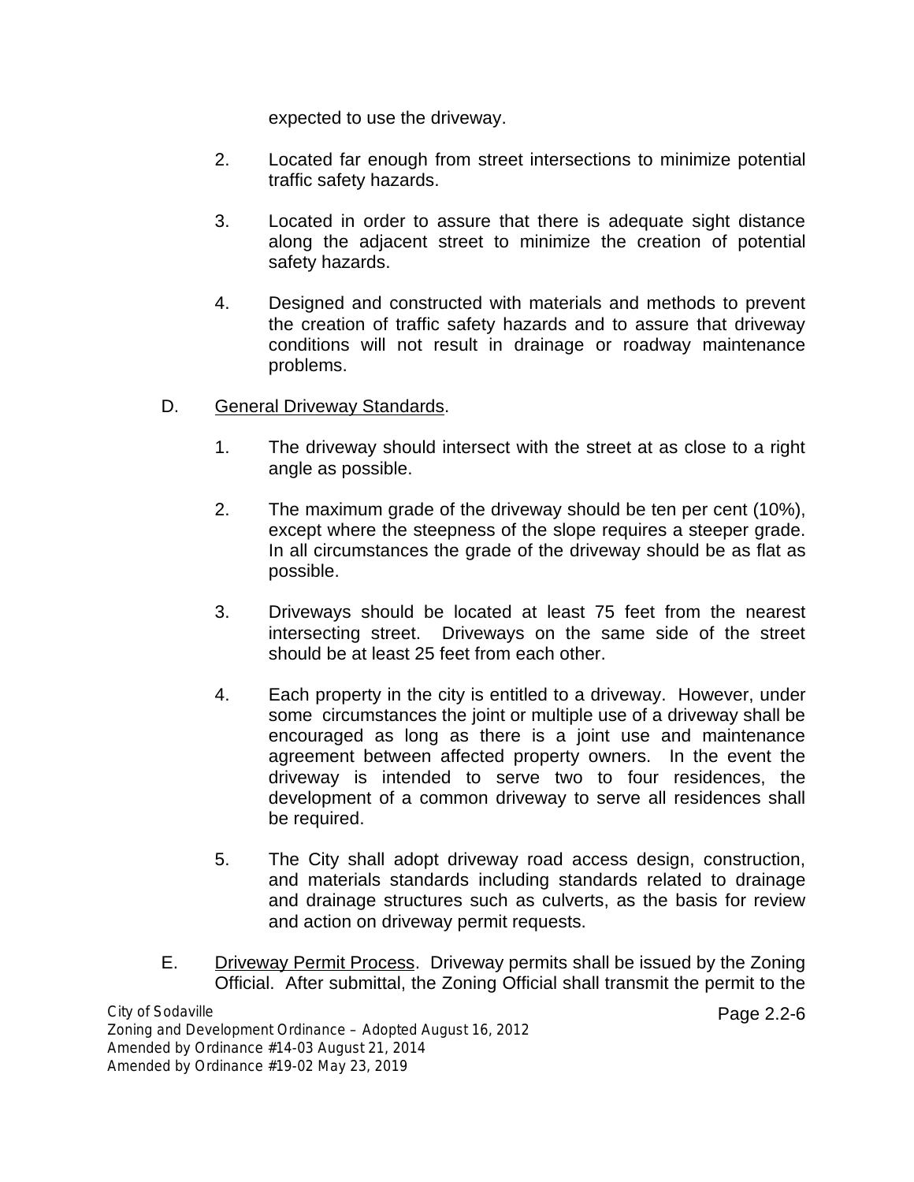expected to use the driveway.

2. Located far enough from street intersections to minimize potential traffic safety hazards.

3. Located in order to assure that there is adequate sight distance along the adjacent street to minimize the creation of potential safety hazards.

4. Designed and constructed with materials and methods to prevent the creation of traffic safety hazards and to assure that driveway conditions will not result in drainage or roadway maintenance problems.

D. <u>General Driveway Standards</u>.

1. The driveway should intersect with the street at as close to a right angle as possible.

2. The maximum grade of the driveway should be ten per cent (10%), except where the steepness of the slope requires a steeper grade. In all circumstances the grade of the driveway should be as flat as possible.

3. Driveways should be located at least 75 feet from the nearest intersecting street. Driveways on the same side of the street should be at least 25 feet from each other.

4. Each property in the city is entitled to a driveway. However, under some circumstances the joint or multiple use of a driveway shall be encouraged as long as there is a joint use and maintenance agreement between affected property owners. In the event the driveway is intended to serve two to four residences, the development of a common driveway to serve all residences shall be required.

5. The City shall adopt driveway road access design, construction, and materials standards including standards related to drainage and drainage structures such as culverts, as the basis for review and action on driveway permit requests.

E. <u>Driveway Permit Process</u>. Driveway permits shall be issued by the Zoning Official. After submittal, the Zoning Official shall transmit the permit to the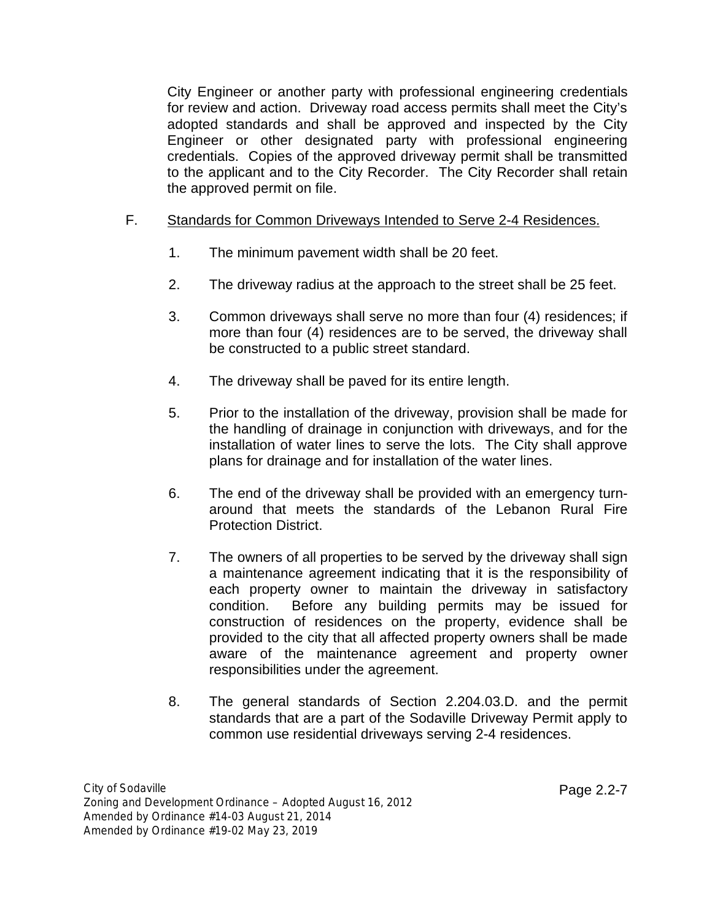City Engineer or another party with professional engineering credentials for review and action. Driveway road access permits shall meet the City's adopted standards and shall be approved and inspected by the City Engineer or other designated party with professional engineering credentials. Copies of the approved driveway permit shall be transmitted to the applicant and to the City Recorder. The City Recorder shall retain the approved permit on file.

F. <u>Standards for Common Driveways Intended to Serve 2-4 Residences.</u>

1. The minimum pavement width shall be 20 feet.

2. The driveway radius at the approach to the street shall be 25 feet.

3. Common driveways shall serve no more than four (4) residences; if more than four (4) residences are to be served, the driveway shall be constructed to a public street standard.

4. The driveway shall be paved for its entire length.

5. Prior to the installation of the driveway, provision shall be made for the handling of drainage in conjunction with driveways, and for the installation of water lines to serve the lots. The City shall approve plans for drainage and for installation of the water lines.

6. The end of the driveway shall be provided with an emergency turn-around that meets the standards of the Lebanon Rural Fire Protection District.

7. The owners of all properties to be served by the driveway shall sign a maintenance agreement indicating that it is the responsibility of each property owner to maintain the driveway in satisfactory condition. Before any building permits may be issued for construction of residences on the property, evidence shall be provided to the city that all affected property owners shall be made aware of the maintenance agreement and property owner responsibilities under the agreement.

8. The general standards of Section 2.204.03.D. and the permit standards that are a part of the Sodaville Driveway Permit apply to common use residential driveways serving 2-4 residences.